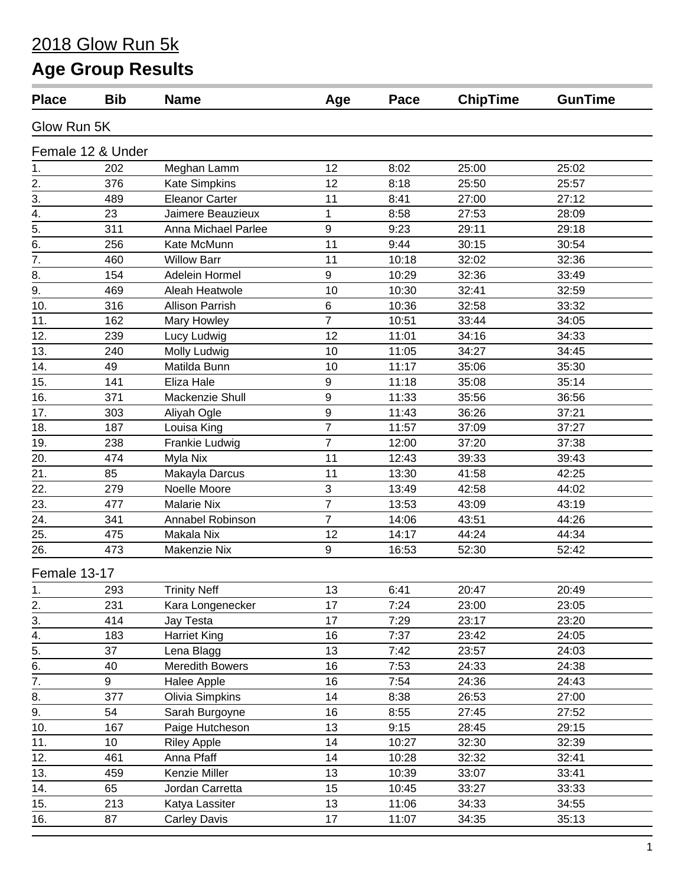# 2018 Glow Run 5k

## Age Group Results

| Place | Bib | Name | Age | Pace | ChipTime | GunTime |
|---|---|---|---|---|---|---|

### Glow Run 5K

#### Female 12 & Under

| Place | Bib | Name | Age | Pace | ChipTime | GunTime |
|---|---|---|---|---|---|---|
| 1. | 202 | Meghan Lamm | 12 | 8:02 | 25:00 | 25:02 |
| 2. | 376 | Kate Simpkins | 12 | 8:18 | 25:50 | 25:57 |
| 3. | 489 | Eleanor Carter | 11 | 8:41 | 27:00 | 27:12 |
| 4. | 23 | Jaimere Beauzieux | 1 | 8:58 | 27:53 | 28:09 |
| 5. | 311 | Anna Michael Parlee | 9 | 9:23 | 29:11 | 29:18 |
| 6. | 256 | Kate McMunn | 11 | 9:44 | 30:15 | 30:54 |
| 7. | 460 | Willow Barr | 11 | 10:18 | 32:02 | 32:36 |
| 8. | 154 | Adelein Hormel | 9 | 10:29 | 32:36 | 33:49 |
| 9. | 469 | Aleah Heatwole | 10 | 10:30 | 32:41 | 32:59 |
| 10. | 316 | Allison Parrish | 6 | 10:36 | 32:58 | 33:32 |
| 11. | 162 | Mary Howley | 7 | 10:51 | 33:44 | 34:05 |
| 12. | 239 | Lucy Ludwig | 12 | 11:01 | 34:16 | 34:33 |
| 13. | 240 | Molly Ludwig | 10 | 11:05 | 34:27 | 34:45 |
| 14. | 49 | Matilda Bunn | 10 | 11:17 | 35:06 | 35:30 |
| 15. | 141 | Eliza Hale | 9 | 11:18 | 35:08 | 35:14 |
| 16. | 371 | Mackenzie Shull | 9 | 11:33 | 35:56 | 36:56 |
| 17. | 303 | Aliyah Ogle | 9 | 11:43 | 36:26 | 37:21 |
| 18. | 187 | Louisa King | 7 | 11:57 | 37:09 | 37:27 |
| 19. | 238 | Frankie Ludwig | 7 | 12:00 | 37:20 | 37:38 |
| 20. | 474 | Myla Nix | 11 | 12:43 | 39:33 | 39:43 |
| 21. | 85 | Makayla Darcus | 11 | 13:30 | 41:58 | 42:25 |
| 22. | 279 | Noelle Moore | 3 | 13:49 | 42:58 | 44:02 |
| 23. | 477 | Malarie Nix | 7 | 13:53 | 43:09 | 43:19 |
| 24. | 341 | Annabel Robinson | 7 | 14:06 | 43:51 | 44:26 |
| 25. | 475 | Makala Nix | 12 | 14:17 | 44:24 | 44:34 |
| 26. | 473 | Makenzie Nix | 9 | 16:53 | 52:30 | 52:42 |

#### Female 13-17

| Place | Bib | Name | Age | Pace | ChipTime | GunTime |
|---|---|---|---|---|---|---|
| 1. | 293 | Trinity Neff | 13 | 6:41 | 20:47 | 20:49 |
| 2. | 231 | Kara Longenecker | 17 | 7:24 | 23:00 | 23:05 |
| 3. | 414 | Jay Testa | 17 | 7:29 | 23:17 | 23:20 |
| 4. | 183 | Harriet King | 16 | 7:37 | 23:42 | 24:05 |
| 5. | 37 | Lena Blagg | 13 | 7:42 | 23:57 | 24:03 |
| 6. | 40 | Meredith Bowers | 16 | 7:53 | 24:33 | 24:38 |
| 7. | 9 | Halee Apple | 16 | 7:54 | 24:36 | 24:43 |
| 8. | 377 | Olivia Simpkins | 14 | 8:38 | 26:53 | 27:00 |
| 9. | 54 | Sarah Burgoyne | 16 | 8:55 | 27:45 | 27:52 |
| 10. | 167 | Paige Hutcheson | 13 | 9:15 | 28:45 | 29:15 |
| 11. | 10 | Riley Apple | 14 | 10:27 | 32:30 | 32:39 |
| 12. | 461 | Anna Pfaff | 14 | 10:28 | 32:32 | 32:41 |
| 13. | 459 | Kenzie Miller | 13 | 10:39 | 33:07 | 33:41 |
| 14. | 65 | Jordan Carretta | 15 | 10:45 | 33:27 | 33:33 |
| 15. | 213 | Katya Lassiter | 13 | 11:06 | 34:33 | 34:55 |
| 16. | 87 | Carley Davis | 17 | 11:07 | 34:35 | 35:13 |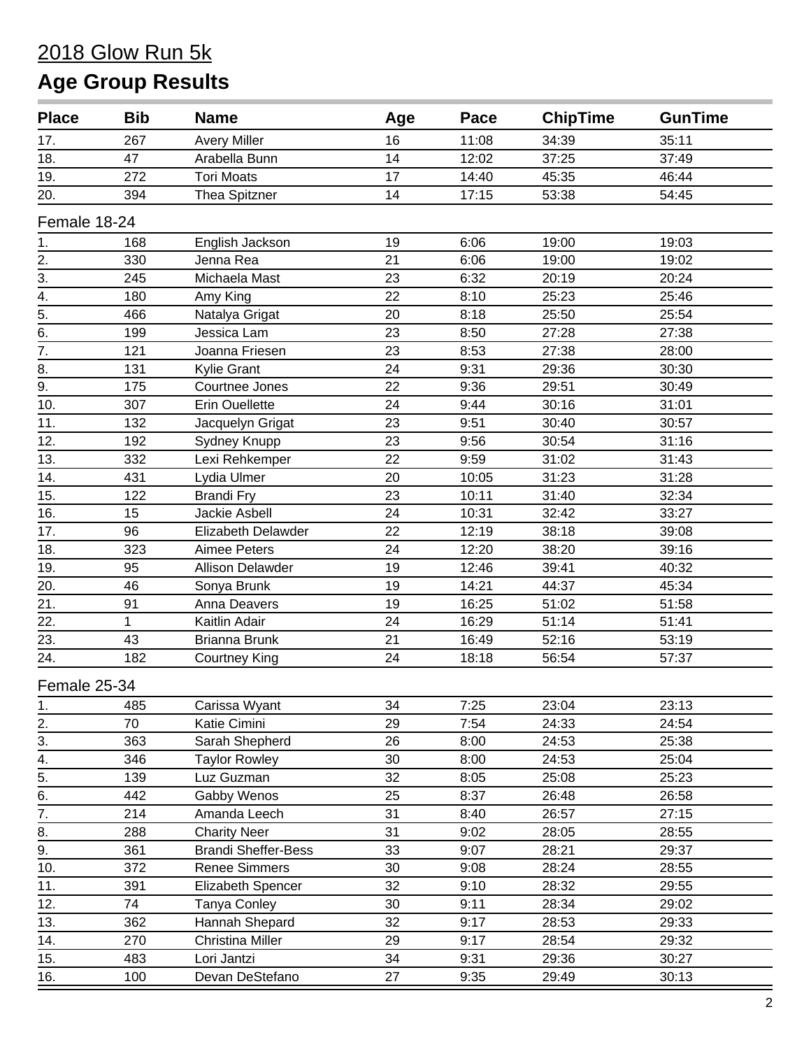# 2018 Glow Run 5k

## Age Group Results

| Place | Bib | Name | Age | Pace | ChipTime | GunTime |
|---|---|---|---|---|---|---|
| 17. | 267 | Avery Miller | 16 | 11:08 | 34:39 | 35:11 |
| 18. | 47 | Arabella Bunn | 14 | 12:02 | 37:25 | 37:49 |
| 19. | 272 | Tori Moats | 17 | 14:40 | 45:35 | 46:44 |
| 20. | 394 | Thea Spitzner | 14 | 17:15 | 53:38 | 54:45 |

Female 18-24

| Place | Bib | Name | Age | Pace | ChipTime | GunTime |
|---|---|---|---|---|---|---|
| 1. | 168 | English Jackson | 19 | 6:06 | 19:00 | 19:03 |
| 2. | 330 | Jenna Rea | 21 | 6:06 | 19:00 | 19:02 |
| 3. | 245 | Michaela Mast | 23 | 6:32 | 20:19 | 20:24 |
| 4. | 180 | Amy King | 22 | 8:10 | 25:23 | 25:46 |
| 5. | 466 | Natalya Grigat | 20 | 8:18 | 25:50 | 25:54 |
| 6. | 199 | Jessica Lam | 23 | 8:50 | 27:28 | 27:38 |
| 7. | 121 | Joanna Friesen | 23 | 8:53 | 27:38 | 28:00 |
| 8. | 131 | Kylie Grant | 24 | 9:31 | 29:36 | 30:30 |
| 9. | 175 | Courtnee Jones | 22 | 9:36 | 29:51 | 30:49 |
| 10. | 307 | Erin Ouellette | 24 | 9:44 | 30:16 | 31:01 |
| 11. | 132 | Jacquelyn Grigat | 23 | 9:51 | 30:40 | 30:57 |
| 12. | 192 | Sydney Knupp | 23 | 9:56 | 30:54 | 31:16 |
| 13. | 332 | Lexi Rehkemper | 22 | 9:59 | 31:02 | 31:43 |
| 14. | 431 | Lydia Ulmer | 20 | 10:05 | 31:23 | 31:28 |
| 15. | 122 | Brandi Fry | 23 | 10:11 | 31:40 | 32:34 |
| 16. | 15 | Jackie Asbell | 24 | 10:31 | 32:42 | 33:27 |
| 17. | 96 | Elizabeth Delawder | 22 | 12:19 | 38:18 | 39:08 |
| 18. | 323 | Aimee Peters | 24 | 12:20 | 38:20 | 39:16 |
| 19. | 95 | Allison Delawder | 19 | 12:46 | 39:41 | 40:32 |
| 20. | 46 | Sonya Brunk | 19 | 14:21 | 44:37 | 45:34 |
| 21. | 91 | Anna Deavers | 19 | 16:25 | 51:02 | 51:58 |
| 22. | 1 | Kaitlin Adair | 24 | 16:29 | 51:14 | 51:41 |
| 23. | 43 | Brianna Brunk | 21 | 16:49 | 52:16 | 53:19 |
| 24. | 182 | Courtney King | 24 | 18:18 | 56:54 | 57:37 |

Female 25-34

| Place | Bib | Name | Age | Pace | ChipTime | GunTime |
|---|---|---|---|---|---|---|
| 1. | 485 | Carissa Wyant | 34 | 7:25 | 23:04 | 23:13 |
| 2. | 70 | Katie Cimini | 29 | 7:54 | 24:33 | 24:54 |
| 3. | 363 | Sarah Shepherd | 26 | 8:00 | 24:53 | 25:38 |
| 4. | 346 | Taylor Rowley | 30 | 8:00 | 24:53 | 25:04 |
| 5. | 139 | Luz Guzman | 32 | 8:05 | 25:08 | 25:23 |
| 6. | 442 | Gabby Wenos | 25 | 8:37 | 26:48 | 26:58 |
| 7. | 214 | Amanda Leech | 31 | 8:40 | 26:57 | 27:15 |
| 8. | 288 | Charity Neer | 31 | 9:02 | 28:05 | 28:55 |
| 9. | 361 | Brandi Sheffer-Bess | 33 | 9:07 | 28:21 | 29:37 |
| 10. | 372 | Renee Simmers | 30 | 9:08 | 28:24 | 28:55 |
| 11. | 391 | Elizabeth Spencer | 32 | 9:10 | 28:32 | 29:55 |
| 12. | 74 | Tanya Conley | 30 | 9:11 | 28:34 | 29:02 |
| 13. | 362 | Hannah Shepard | 32 | 9:17 | 28:53 | 29:33 |
| 14. | 270 | Christina Miller | 29 | 9:17 | 28:54 | 29:32 |
| 15. | 483 | Lori Jantzi | 34 | 9:31 | 29:36 | 30:27 |
| 16. | 100 | Devan DeStefano | 27 | 9:35 | 29:49 | 30:13 |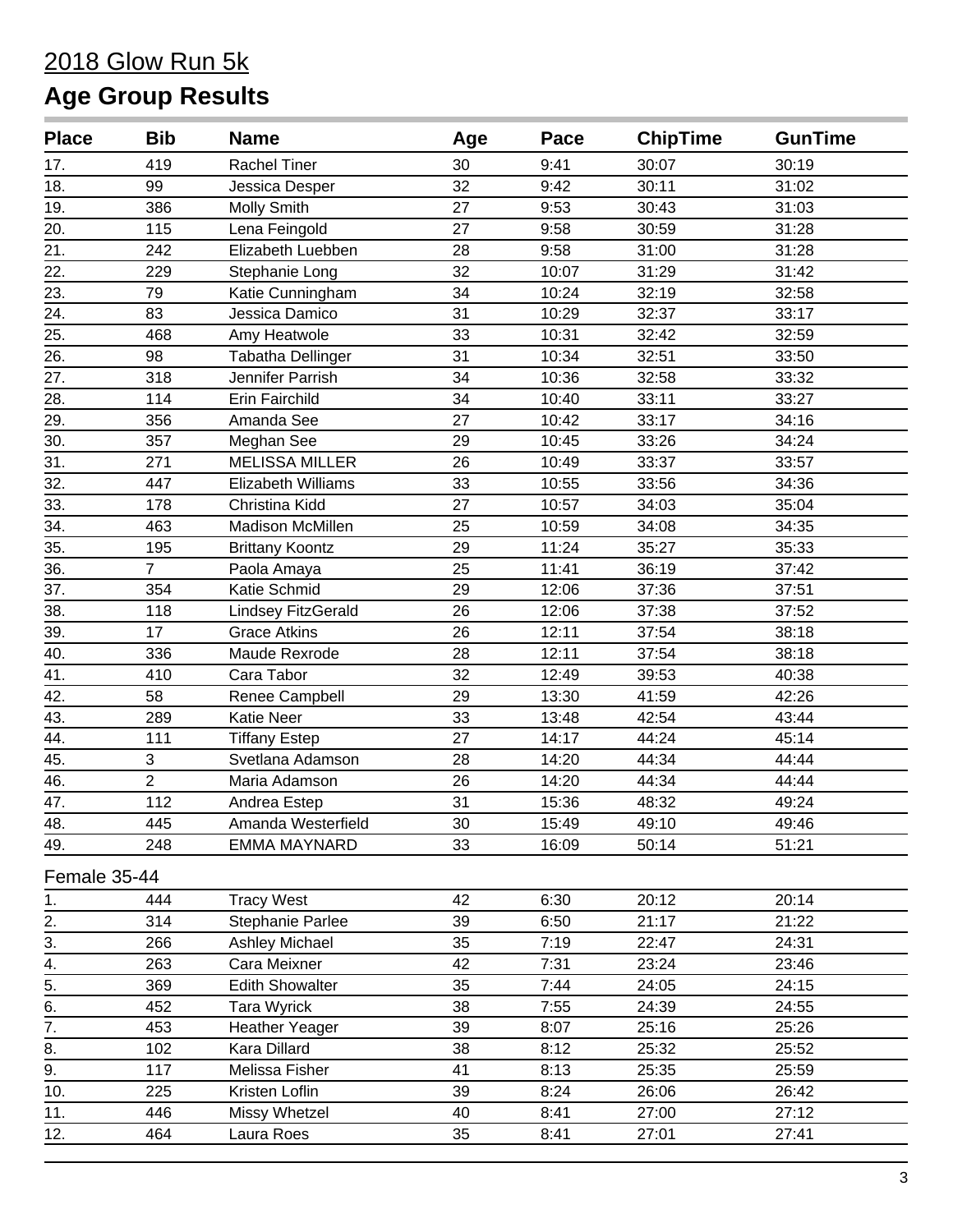# 2018 Glow Run 5k

## Age Group Results

| Place | Bib | Name | Age | Pace | ChipTime | GunTime |
|---|---|---|---|---|---|---|
| 17. | 419 | Rachel Tiner | 30 | 9:41 | 30:07 | 30:19 |
| 18. | 99 | Jessica Desper | 32 | 9:42 | 30:11 | 31:02 |
| 19. | 386 | Molly Smith | 27 | 9:53 | 30:43 | 31:03 |
| 20. | 115 | Lena Feingold | 27 | 9:58 | 30:59 | 31:28 |
| 21. | 242 | Elizabeth Luebben | 28 | 9:58 | 31:00 | 31:28 |
| 22. | 229 | Stephanie Long | 32 | 10:07 | 31:29 | 31:42 |
| 23. | 79 | Katie Cunningham | 34 | 10:24 | 32:19 | 32:58 |
| 24. | 83 | Jessica Damico | 31 | 10:29 | 32:37 | 33:17 |
| 25. | 468 | Amy Heatwole | 33 | 10:31 | 32:42 | 32:59 |
| 26. | 98 | Tabatha Dellinger | 31 | 10:34 | 32:51 | 33:50 |
| 27. | 318 | Jennifer Parrish | 34 | 10:36 | 32:58 | 33:32 |
| 28. | 114 | Erin Fairchild | 34 | 10:40 | 33:11 | 33:27 |
| 29. | 356 | Amanda See | 27 | 10:42 | 33:17 | 34:16 |
| 30. | 357 | Meghan See | 29 | 10:45 | 33:26 | 34:24 |
| 31. | 271 | MELISSA MILLER | 26 | 10:49 | 33:37 | 33:57 |
| 32. | 447 | Elizabeth Williams | 33 | 10:55 | 33:56 | 34:36 |
| 33. | 178 | Christina Kidd | 27 | 10:57 | 34:03 | 35:04 |
| 34. | 463 | Madison McMillen | 25 | 10:59 | 34:08 | 34:35 |
| 35. | 195 | Brittany Koontz | 29 | 11:24 | 35:27 | 35:33 |
| 36. | 7 | Paola Amaya | 25 | 11:41 | 36:19 | 37:42 |
| 37. | 354 | Katie Schmid | 29 | 12:06 | 37:36 | 37:51 |
| 38. | 118 | Lindsey FitzGerald | 26 | 12:06 | 37:38 | 37:52 |
| 39. | 17 | Grace Atkins | 26 | 12:11 | 37:54 | 38:18 |
| 40. | 336 | Maude Rexrode | 28 | 12:11 | 37:54 | 38:18 |
| 41. | 410 | Cara Tabor | 32 | 12:49 | 39:53 | 40:38 |
| 42. | 58 | Renee Campbell | 29 | 13:30 | 41:59 | 42:26 |
| 43. | 289 | Katie Neer | 33 | 13:48 | 42:54 | 43:44 |
| 44. | 111 | Tiffany Estep | 27 | 14:17 | 44:24 | 45:14 |
| 45. | 3 | Svetlana Adamson | 28 | 14:20 | 44:34 | 44:44 |
| 46. | 2 | Maria Adamson | 26 | 14:20 | 44:34 | 44:44 |
| 47. | 112 | Andrea Estep | 31 | 15:36 | 48:32 | 49:24 |
| 48. | 445 | Amanda Westerfield | 30 | 15:49 | 49:10 | 49:46 |
| 49. | 248 | EMMA MAYNARD | 33 | 16:09 | 50:14 | 51:21 |

Female 35-44

| Place | Bib | Name | Age | Pace | ChipTime | GunTime |
|---|---|---|---|---|---|---|
| 1. | 444 | Tracy West | 42 | 6:30 | 20:12 | 20:14 |
| 2. | 314 | Stephanie Parlee | 39 | 6:50 | 21:17 | 21:22 |
| 3. | 266 | Ashley Michael | 35 | 7:19 | 22:47 | 24:31 |
| 4. | 263 | Cara Meixner | 42 | 7:31 | 23:24 | 23:46 |
| 5. | 369 | Edith Showalter | 35 | 7:44 | 24:05 | 24:15 |
| 6. | 452 | Tara Wyrick | 38 | 7:55 | 24:39 | 24:55 |
| 7. | 453 | Heather Yeager | 39 | 8:07 | 25:16 | 25:26 |
| 8. | 102 | Kara Dillard | 38 | 8:12 | 25:32 | 25:52 |
| 9. | 117 | Melissa Fisher | 41 | 8:13 | 25:35 | 25:59 |
| 10. | 225 | Kristen Loflin | 39 | 8:24 | 26:06 | 26:42 |
| 11. | 446 | Missy Whetzel | 40 | 8:41 | 27:00 | 27:12 |
| 12. | 464 | Laura Roes | 35 | 8:41 | 27:01 | 27:41 |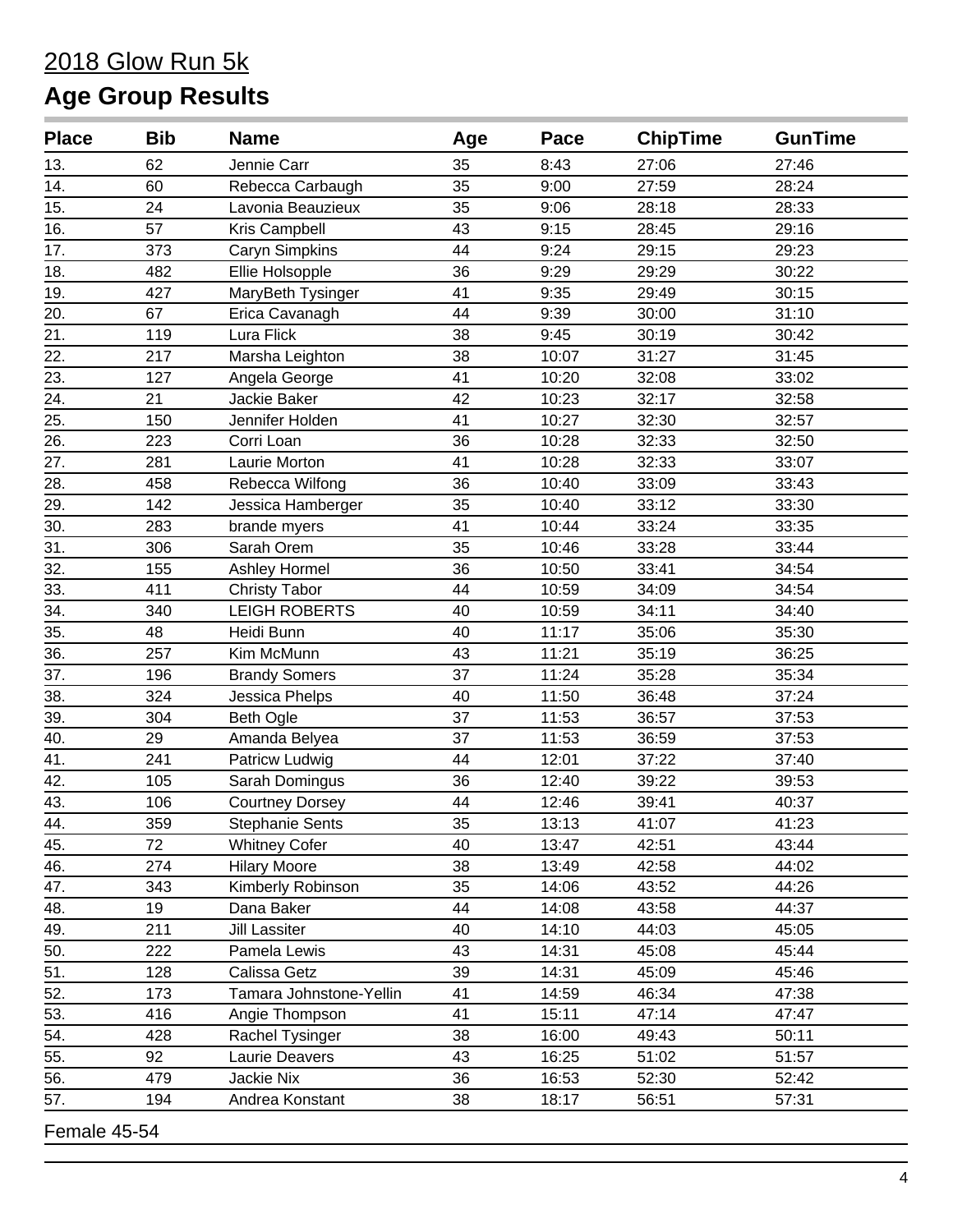# 2018 Glow Run 5k

## Age Group Results

| Place | Bib | Name | Age | Pace | ChipTime | GunTime |
|---|---|---|---|---|---|---|
| 13. | 62 | Jennie Carr | 35 | 8:43 | 27:06 | 27:46 |
| 14. | 60 | Rebecca Carbaugh | 35 | 9:00 | 27:59 | 28:24 |
| 15. | 24 | Lavonia Beauzieux | 35 | 9:06 | 28:18 | 28:33 |
| 16. | 57 | Kris Campbell | 43 | 9:15 | 28:45 | 29:16 |
| 17. | 373 | Caryn Simpkins | 44 | 9:24 | 29:15 | 29:23 |
| 18. | 482 | Ellie Holsopple | 36 | 9:29 | 29:29 | 30:22 |
| 19. | 427 | MaryBeth Tysinger | 41 | 9:35 | 29:49 | 30:15 |
| 20. | 67 | Erica Cavanagh | 44 | 9:39 | 30:00 | 31:10 |
| 21. | 119 | Lura Flick | 38 | 9:45 | 30:19 | 30:42 |
| 22. | 217 | Marsha Leighton | 38 | 10:07 | 31:27 | 31:45 |
| 23. | 127 | Angela George | 41 | 10:20 | 32:08 | 33:02 |
| 24. | 21 | Jackie Baker | 42 | 10:23 | 32:17 | 32:58 |
| 25. | 150 | Jennifer Holden | 41 | 10:27 | 32:30 | 32:57 |
| 26. | 223 | Corri Loan | 36 | 10:28 | 32:33 | 32:50 |
| 27. | 281 | Laurie Morton | 41 | 10:28 | 32:33 | 33:07 |
| 28. | 458 | Rebecca Wilfong | 36 | 10:40 | 33:09 | 33:43 |
| 29. | 142 | Jessica Hamberger | 35 | 10:40 | 33:12 | 33:30 |
| 30. | 283 | brande myers | 41 | 10:44 | 33:24 | 33:35 |
| 31. | 306 | Sarah Orem | 35 | 10:46 | 33:28 | 33:44 |
| 32. | 155 | Ashley Hormel | 36 | 10:50 | 33:41 | 34:54 |
| 33. | 411 | Christy Tabor | 44 | 10:59 | 34:09 | 34:54 |
| 34. | 340 | LEIGH ROBERTS | 40 | 10:59 | 34:11 | 34:40 |
| 35. | 48 | Heidi Bunn | 40 | 11:17 | 35:06 | 35:30 |
| 36. | 257 | Kim McMunn | 43 | 11:21 | 35:19 | 36:25 |
| 37. | 196 | Brandy Somers | 37 | 11:24 | 35:28 | 35:34 |
| 38. | 324 | Jessica Phelps | 40 | 11:50 | 36:48 | 37:24 |
| 39. | 304 | Beth Ogle | 37 | 11:53 | 36:57 | 37:53 |
| 40. | 29 | Amanda Belyea | 37 | 11:53 | 36:59 | 37:53 |
| 41. | 241 | Patricw Ludwig | 44 | 12:01 | 37:22 | 37:40 |
| 42. | 105 | Sarah Domingus | 36 | 12:40 | 39:22 | 39:53 |
| 43. | 106 | Courtney Dorsey | 44 | 12:46 | 39:41 | 40:37 |
| 44. | 359 | Stephanie Sents | 35 | 13:13 | 41:07 | 41:23 |
| 45. | 72 | Whitney Cofer | 40 | 13:47 | 42:51 | 43:44 |
| 46. | 274 | Hilary Moore | 38 | 13:49 | 42:58 | 44:02 |
| 47. | 343 | Kimberly Robinson | 35 | 14:06 | 43:52 | 44:26 |
| 48. | 19 | Dana Baker | 44 | 14:08 | 43:58 | 44:37 |
| 49. | 211 | Jill Lassiter | 40 | 14:10 | 44:03 | 45:05 |
| 50. | 222 | Pamela Lewis | 43 | 14:31 | 45:08 | 45:44 |
| 51. | 128 | Calissa Getz | 39 | 14:31 | 45:09 | 45:46 |
| 52. | 173 | Tamara Johnstone-Yellin | 41 | 14:59 | 46:34 | 47:38 |
| 53. | 416 | Angie Thompson | 41 | 15:11 | 47:14 | 47:47 |
| 54. | 428 | Rachel Tysinger | 38 | 16:00 | 49:43 | 50:11 |
| 55. | 92 | Laurie Deavers | 43 | 16:25 | 51:02 | 51:57 |
| 56. | 479 | Jackie Nix | 36 | 16:53 | 52:30 | 52:42 |
| 57. | 194 | Andrea Konstant | 38 | 18:17 | 56:51 | 57:31 |

Female 45-54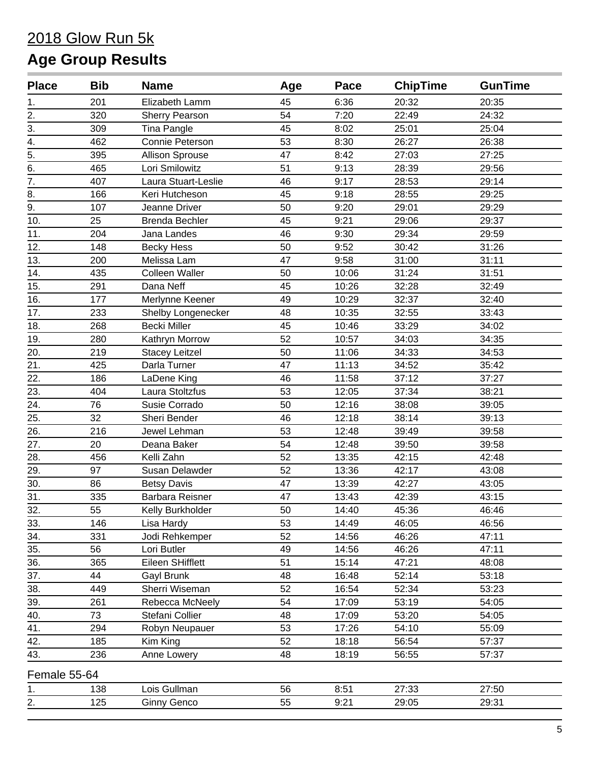# 2018 Glow Run 5k

## Age Group Results

| Place | Bib | Name | Age | Pace | ChipTime | GunTime |
|---|---|---|---|---|---|---|
| 1. | 201 | Elizabeth Lamm | 45 | 6:36 | 20:32 | 20:35 |
| 2. | 320 | Sherry Pearson | 54 | 7:20 | 22:49 | 24:32 |
| 3. | 309 | Tina Pangle | 45 | 8:02 | 25:01 | 25:04 |
| 4. | 462 | Connie Peterson | 53 | 8:30 | 26:27 | 26:38 |
| 5. | 395 | Allison Sprouse | 47 | 8:42 | 27:03 | 27:25 |
| 6. | 465 | Lori Smilowitz | 51 | 9:13 | 28:39 | 29:56 |
| 7. | 407 | Laura Stuart-Leslie | 46 | 9:17 | 28:53 | 29:14 |
| 8. | 166 | Keri Hutcheson | 45 | 9:18 | 28:55 | 29:25 |
| 9. | 107 | Jeanne Driver | 50 | 9:20 | 29:01 | 29:29 |
| 10. | 25 | Brenda Bechler | 45 | 9:21 | 29:06 | 29:37 |
| 11. | 204 | Jana Landes | 46 | 9:30 | 29:34 | 29:59 |
| 12. | 148 | Becky Hess | 50 | 9:52 | 30:42 | 31:26 |
| 13. | 200 | Melissa Lam | 47 | 9:58 | 31:00 | 31:11 |
| 14. | 435 | Colleen Waller | 50 | 10:06 | 31:24 | 31:51 |
| 15. | 291 | Dana Neff | 45 | 10:26 | 32:28 | 32:49 |
| 16. | 177 | Merlynne Keener | 49 | 10:29 | 32:37 | 32:40 |
| 17. | 233 | Shelby Longenecker | 48 | 10:35 | 32:55 | 33:43 |
| 18. | 268 | Becki Miller | 45 | 10:46 | 33:29 | 34:02 |
| 19. | 280 | Kathryn Morrow | 52 | 10:57 | 34:03 | 34:35 |
| 20. | 219 | Stacey Leitzel | 50 | 11:06 | 34:33 | 34:53 |
| 21. | 425 | Darla Turner | 47 | 11:13 | 34:52 | 35:42 |
| 22. | 186 | LaDene King | 46 | 11:58 | 37:12 | 37:27 |
| 23. | 404 | Laura Stoltzfus | 53 | 12:05 | 37:34 | 38:21 |
| 24. | 76 | Susie Corrado | 50 | 12:16 | 38:08 | 39:05 |
| 25. | 32 | Sheri Bender | 46 | 12:18 | 38:14 | 39:13 |
| 26. | 216 | Jewel Lehman | 53 | 12:48 | 39:49 | 39:58 |
| 27. | 20 | Deana Baker | 54 | 12:48 | 39:50 | 39:58 |
| 28. | 456 | Kelli Zahn | 52 | 13:35 | 42:15 | 42:48 |
| 29. | 97 | Susan Delawder | 52 | 13:36 | 42:17 | 43:08 |
| 30. | 86 | Betsy Davis | 47 | 13:39 | 42:27 | 43:05 |
| 31. | 335 | Barbara Reisner | 47 | 13:43 | 42:39 | 43:15 |
| 32. | 55 | Kelly Burkholder | 50 | 14:40 | 45:36 | 46:46 |
| 33. | 146 | Lisa Hardy | 53 | 14:49 | 46:05 | 46:56 |
| 34. | 331 | Jodi Rehkemper | 52 | 14:56 | 46:26 | 47:11 |
| 35. | 56 | Lori Butler | 49 | 14:56 | 46:26 | 47:11 |
| 36. | 365 | Eileen SHifflett | 51 | 15:14 | 47:21 | 48:08 |
| 37. | 44 | Gayl Brunk | 48 | 16:48 | 52:14 | 53:18 |
| 38. | 449 | Sherri Wiseman | 52 | 16:54 | 52:34 | 53:23 |
| 39. | 261 | Rebecca McNeely | 54 | 17:09 | 53:19 | 54:05 |
| 40. | 73 | Stefani Collier | 48 | 17:09 | 53:20 | 54:05 |
| 41. | 294 | Robyn Neupauer | 53 | 17:26 | 54:10 | 55:09 |
| 42. | 185 | Kim King | 52 | 18:18 | 56:54 | 57:37 |
| 43. | 236 | Anne Lowery | 48 | 18:19 | 56:55 | 57:37 |

Female 55-64

| Place | Bib | Name | Age | Pace | ChipTime | GunTime |
|---|---|---|---|---|---|---|
| 1. | 138 | Lois Gullman | 56 | 8:51 | 27:33 | 27:50 |
| 2. | 125 | Ginny Genco | 55 | 9:21 | 29:05 | 29:31 |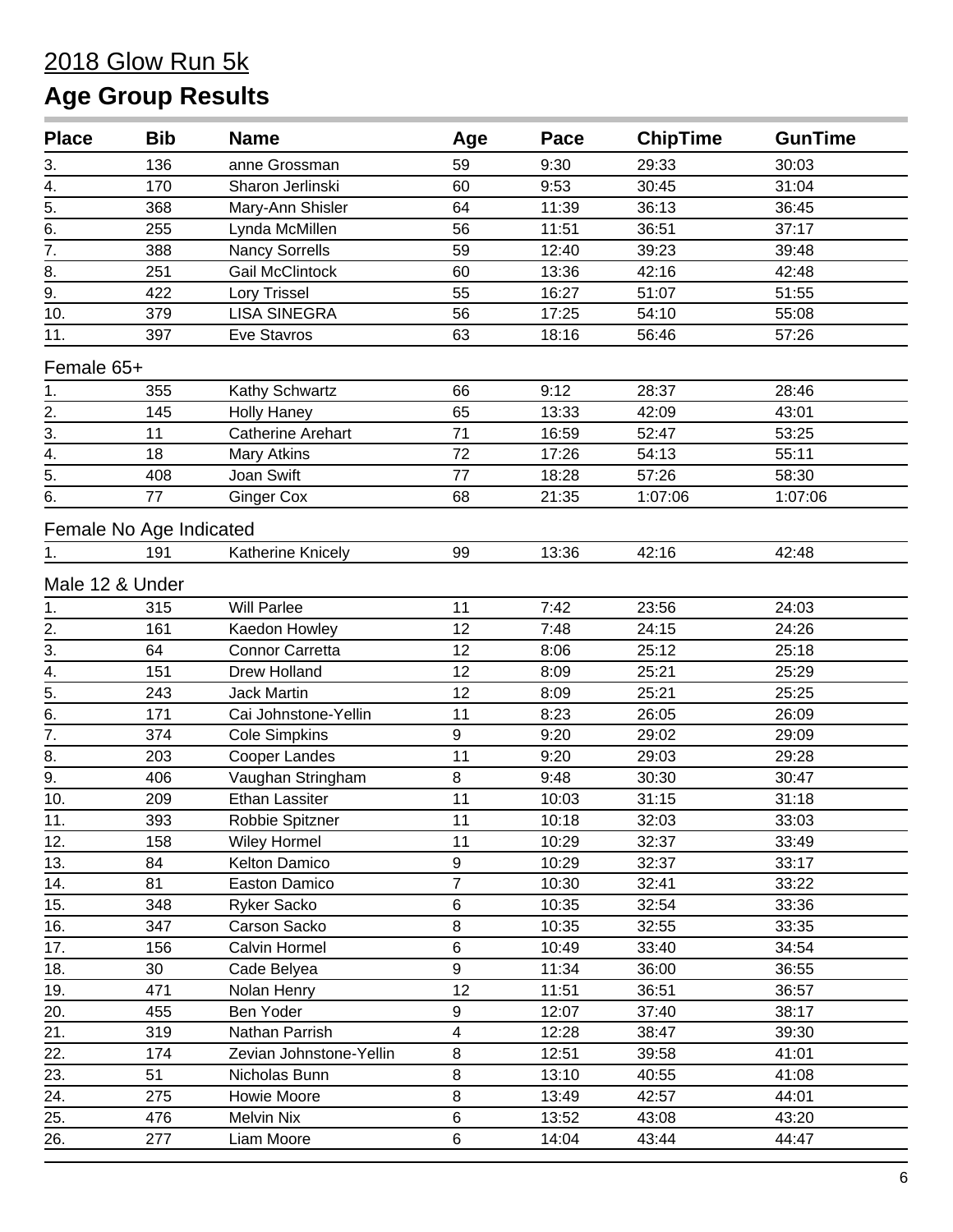# 2018 Glow Run 5k

## Age Group Results

| Place | Bib | Name | Age | Pace | ChipTime | GunTime |
|---|---|---|---|---|---|---|
| 3. | 136 | anne Grossman | 59 | 9:30 | 29:33 | 30:03 |
| 4. | 170 | Sharon Jerlinski | 60 | 9:53 | 30:45 | 31:04 |
| 5. | 368 | Mary-Ann Shisler | 64 | 11:39 | 36:13 | 36:45 |
| 6. | 255 | Lynda McMillen | 56 | 11:51 | 36:51 | 37:17 |
| 7. | 388 | Nancy Sorrells | 59 | 12:40 | 39:23 | 39:48 |
| 8. | 251 | Gail McClintock | 60 | 13:36 | 42:16 | 42:48 |
| 9. | 422 | Lory Trissel | 55 | 16:27 | 51:07 | 51:55 |
| 10. | 379 | LISA SINEGRA | 56 | 17:25 | 54:10 | 55:08 |
| 11. | 397 | Eve Stavros | 63 | 18:16 | 56:46 | 57:26 |

Female 65+

| Place | Bib | Name | Age | Pace | ChipTime | GunTime |
|---|---|---|---|---|---|---|
| 1. | 355 | Kathy Schwartz | 66 | 9:12 | 28:37 | 28:46 |
| 2. | 145 | Holly Haney | 65 | 13:33 | 42:09 | 43:01 |
| 3. | 11 | Catherine Arehart | 71 | 16:59 | 52:47 | 53:25 |
| 4. | 18 | Mary Atkins | 72 | 17:26 | 54:13 | 55:11 |
| 5. | 408 | Joan Swift | 77 | 18:28 | 57:26 | 58:30 |
| 6. | 77 | Ginger Cox | 68 | 21:35 | 1:07:06 | 1:07:06 |

Female No Age Indicated

| Place | Bib | Name | Age | Pace | ChipTime | GunTime |
|---|---|---|---|---|---|---|
| 1. | 191 | Katherine Knicely | 99 | 13:36 | 42:16 | 42:48 |

Male 12 & Under

| Place | Bib | Name | Age | Pace | ChipTime | GunTime |
|---|---|---|---|---|---|---|
| 1. | 315 | Will Parlee | 11 | 7:42 | 23:56 | 24:03 |
| 2. | 161 | Kaedon Howley | 12 | 7:48 | 24:15 | 24:26 |
| 3. | 64 | Connor Carretta | 12 | 8:06 | 25:12 | 25:18 |
| 4. | 151 | Drew Holland | 12 | 8:09 | 25:21 | 25:29 |
| 5. | 243 | Jack Martin | 12 | 8:09 | 25:21 | 25:25 |
| 6. | 171 | Cai Johnstone-Yellin | 11 | 8:23 | 26:05 | 26:09 |
| 7. | 374 | Cole Simpkins | 9 | 9:20 | 29:02 | 29:09 |
| 8. | 203 | Cooper Landes | 11 | 9:20 | 29:03 | 29:28 |
| 9. | 406 | Vaughan Stringham | 8 | 9:48 | 30:30 | 30:47 |
| 10. | 209 | Ethan Lassiter | 11 | 10:03 | 31:15 | 31:18 |
| 11. | 393 | Robbie Spitzner | 11 | 10:18 | 32:03 | 33:03 |
| 12. | 158 | Wiley Hormel | 11 | 10:29 | 32:37 | 33:49 |
| 13. | 84 | Kelton Damico | 9 | 10:29 | 32:37 | 33:17 |
| 14. | 81 | Easton Damico | 7 | 10:30 | 32:41 | 33:22 |
| 15. | 348 | Ryker Sacko | 6 | 10:35 | 32:54 | 33:36 |
| 16. | 347 | Carson Sacko | 8 | 10:35 | 32:55 | 33:35 |
| 17. | 156 | Calvin Hormel | 6 | 10:49 | 33:40 | 34:54 |
| 18. | 30 | Cade Belyea | 9 | 11:34 | 36:00 | 36:55 |
| 19. | 471 | Nolan Henry | 12 | 11:51 | 36:51 | 36:57 |
| 20. | 455 | Ben Yoder | 9 | 12:07 | 37:40 | 38:17 |
| 21. | 319 | Nathan Parrish | 4 | 12:28 | 38:47 | 39:30 |
| 22. | 174 | Zevian Johnstone-Yellin | 8 | 12:51 | 39:58 | 41:01 |
| 23. | 51 | Nicholas Bunn | 8 | 13:10 | 40:55 | 41:08 |
| 24. | 275 | Howie Moore | 8 | 13:49 | 42:57 | 44:01 |
| 25. | 476 | Melvin Nix | 6 | 13:52 | 43:08 | 43:20 |
| 26. | 277 | Liam Moore | 6 | 14:04 | 43:44 | 44:47 |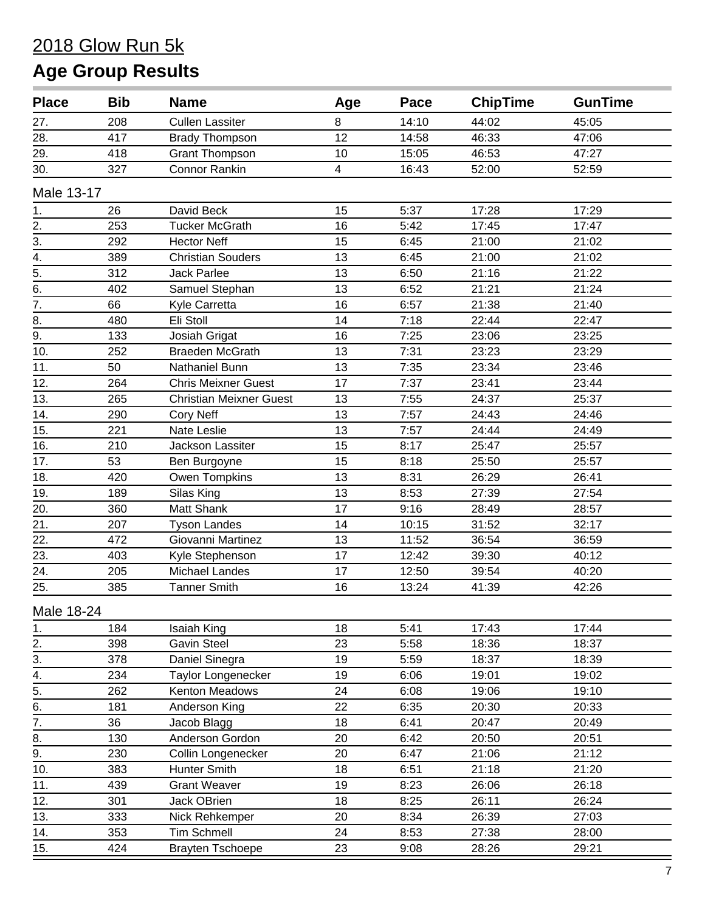2018 Glow Run 5k

# Age Group Results

| Place | Bib | Name | Age | Pace | ChipTime | GunTime |
|---|---|---|---|---|---|---|
| 27. | 208 | Cullen Lassiter | 8 | 14:10 | 44:02 | 45:05 |
| 28. | 417 | Brady Thompson | 12 | 14:58 | 46:33 | 47:06 |
| 29. | 418 | Grant Thompson | 10 | 15:05 | 46:53 | 47:27 |
| 30. | 327 | Connor Rankin | 4 | 16:43 | 52:00 | 52:59 |

## Male 13-17

| Place | Bib | Name | Age | Pace | ChipTime | GunTime |
|---|---|---|---|---|---|---|
| 1. | 26 | David Beck | 15 | 5:37 | 17:28 | 17:29 |
| 2. | 253 | Tucker McGrath | 16 | 5:42 | 17:45 | 17:47 |
| 3. | 292 | Hector Neff | 15 | 6:45 | 21:00 | 21:02 |
| 4. | 389 | Christian Souders | 13 | 6:45 | 21:00 | 21:02 |
| 5. | 312 | Jack Parlee | 13 | 6:50 | 21:16 | 21:22 |
| 6. | 402 | Samuel Stephan | 13 | 6:52 | 21:21 | 21:24 |
| 7. | 66 | Kyle Carretta | 16 | 6:57 | 21:38 | 21:40 |
| 8. | 480 | Eli Stoll | 14 | 7:18 | 22:44 | 22:47 |
| 9. | 133 | Josiah Grigat | 16 | 7:25 | 23:06 | 23:25 |
| 10. | 252 | Braeden McGrath | 13 | 7:31 | 23:23 | 23:29 |
| 11. | 50 | Nathaniel Bunn | 13 | 7:35 | 23:34 | 23:46 |
| 12. | 264 | Chris Meixner Guest | 17 | 7:37 | 23:41 | 23:44 |
| 13. | 265 | Christian Meixner Guest | 13 | 7:55 | 24:37 | 25:37 |
| 14. | 290 | Cory Neff | 13 | 7:57 | 24:43 | 24:46 |
| 15. | 221 | Nate Leslie | 13 | 7:57 | 24:44 | 24:49 |
| 16. | 210 | Jackson Lassiter | 15 | 8:17 | 25:47 | 25:57 |
| 17. | 53 | Ben Burgoyne | 15 | 8:18 | 25:50 | 25:57 |
| 18. | 420 | Owen Tompkins | 13 | 8:31 | 26:29 | 26:41 |
| 19. | 189 | Silas King | 13 | 8:53 | 27:39 | 27:54 |
| 20. | 360 | Matt Shank | 17 | 9:16 | 28:49 | 28:57 |
| 21. | 207 | Tyson Landes | 14 | 10:15 | 31:52 | 32:17 |
| 22. | 472 | Giovanni Martinez | 13 | 11:52 | 36:54 | 36:59 |
| 23. | 403 | Kyle Stephenson | 17 | 12:42 | 39:30 | 40:12 |
| 24. | 205 | Michael Landes | 17 | 12:50 | 39:54 | 40:20 |
| 25. | 385 | Tanner Smith | 16 | 13:24 | 41:39 | 42:26 |

## Male 18-24

| Place | Bib | Name | Age | Pace | ChipTime | GunTime |
|---|---|---|---|---|---|---|
| 1. | 184 | Isaiah King | 18 | 5:41 | 17:43 | 17:44 |
| 2. | 398 | Gavin Steel | 23 | 5:58 | 18:36 | 18:37 |
| 3. | 378 | Daniel Sinegra | 19 | 5:59 | 18:37 | 18:39 |
| 4. | 234 | Taylor Longenecker | 19 | 6:06 | 19:01 | 19:02 |
| 5. | 262 | Kenton Meadows | 24 | 6:08 | 19:06 | 19:10 |
| 6. | 181 | Anderson King | 22 | 6:35 | 20:30 | 20:33 |
| 7. | 36 | Jacob Blagg | 18 | 6:41 | 20:47 | 20:49 |
| 8. | 130 | Anderson Gordon | 20 | 6:42 | 20:50 | 20:51 |
| 9. | 230 | Collin Longenecker | 20 | 6:47 | 21:06 | 21:12 |
| 10. | 383 | Hunter Smith | 18 | 6:51 | 21:18 | 21:20 |
| 11. | 439 | Grant Weaver | 19 | 8:23 | 26:06 | 26:18 |
| 12. | 301 | Jack OBrien | 18 | 8:25 | 26:11 | 26:24 |
| 13. | 333 | Nick Rehkemper | 20 | 8:34 | 26:39 | 27:03 |
| 14. | 353 | Tim Schmell | 24 | 8:53 | 27:38 | 28:00 |
| 15. | 424 | Brayten Tschoepe | 23 | 9:08 | 28:26 | 29:21 |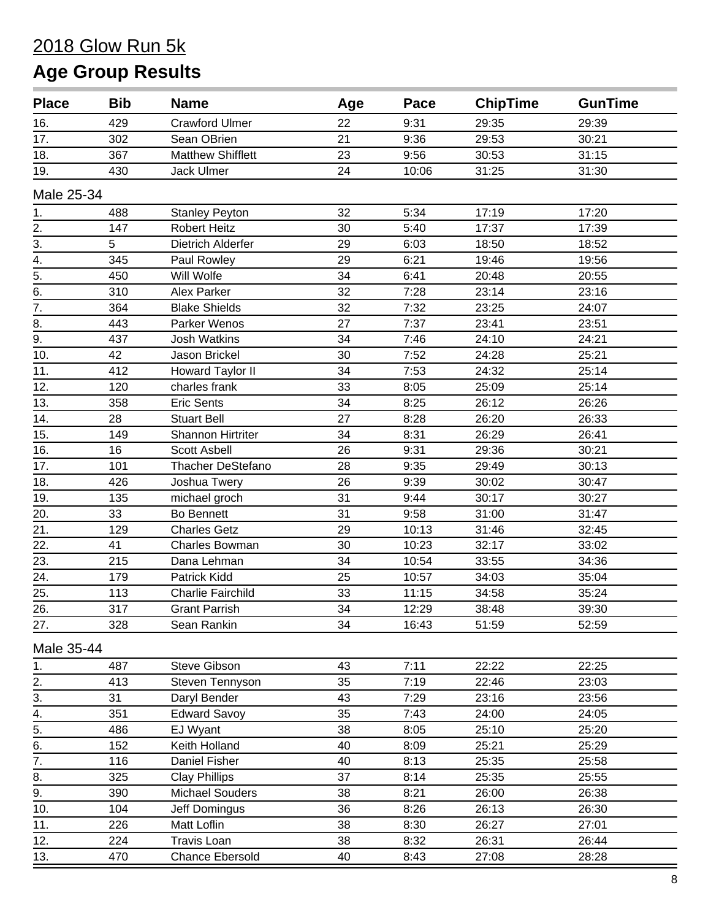# 2018 Glow Run 5k

## Age Group Results

| Place | Bib | Name | Age | Pace | ChipTime | GunTime |
|---|---|---|---|---|---|---|
| 16. | 429 | Crawford Ulmer | 22 | 9:31 | 29:35 | 29:39 |
| 17. | 302 | Sean OBrien | 21 | 9:36 | 29:53 | 30:21 |
| 18. | 367 | Matthew Shifflett | 23 | 9:56 | 30:53 | 31:15 |
| 19. | 430 | Jack Ulmer | 24 | 10:06 | 31:25 | 31:30 |

Male 25-34

| Place | Bib | Name | Age | Pace | ChipTime | GunTime |
|---|---|---|---|---|---|---|
| 1. | 488 | Stanley Peyton | 32 | 5:34 | 17:19 | 17:20 |
| 2. | 147 | Robert Heitz | 30 | 5:40 | 17:37 | 17:39 |
| 3. | 5 | Dietrich Alderfer | 29 | 6:03 | 18:50 | 18:52 |
| 4. | 345 | Paul Rowley | 29 | 6:21 | 19:46 | 19:56 |
| 5. | 450 | Will Wolfe | 34 | 6:41 | 20:48 | 20:55 |
| 6. | 310 | Alex Parker | 32 | 7:28 | 23:14 | 23:16 |
| 7. | 364 | Blake Shields | 32 | 7:32 | 23:25 | 24:07 |
| 8. | 443 | Parker Wenos | 27 | 7:37 | 23:41 | 23:51 |
| 9. | 437 | Josh Watkins | 34 | 7:46 | 24:10 | 24:21 |
| 10. | 42 | Jason Brickel | 30 | 7:52 | 24:28 | 25:21 |
| 11. | 412 | Howard Taylor II | 34 | 7:53 | 24:32 | 25:14 |
| 12. | 120 | charles frank | 33 | 8:05 | 25:09 | 25:14 |
| 13. | 358 | Eric Sents | 34 | 8:25 | 26:12 | 26:26 |
| 14. | 28 | Stuart Bell | 27 | 8:28 | 26:20 | 26:33 |
| 15. | 149 | Shannon Hirtriter | 34 | 8:31 | 26:29 | 26:41 |
| 16. | 16 | Scott Asbell | 26 | 9:31 | 29:36 | 30:21 |
| 17. | 101 | Thacher DeStefano | 28 | 9:35 | 29:49 | 30:13 |
| 18. | 426 | Joshua Twery | 26 | 9:39 | 30:02 | 30:47 |
| 19. | 135 | michael groch | 31 | 9:44 | 30:17 | 30:27 |
| 20. | 33 | Bo Bennett | 31 | 9:58 | 31:00 | 31:47 |
| 21. | 129 | Charles Getz | 29 | 10:13 | 31:46 | 32:45 |
| 22. | 41 | Charles Bowman | 30 | 10:23 | 32:17 | 33:02 |
| 23. | 215 | Dana Lehman | 34 | 10:54 | 33:55 | 34:36 |
| 24. | 179 | Patrick Kidd | 25 | 10:57 | 34:03 | 35:04 |
| 25. | 113 | Charlie Fairchild | 33 | 11:15 | 34:58 | 35:24 |
| 26. | 317 | Grant Parrish | 34 | 12:29 | 38:48 | 39:30 |
| 27. | 328 | Sean Rankin | 34 | 16:43 | 51:59 | 52:59 |

Male 35-44

| Place | Bib | Name | Age | Pace | ChipTime | GunTime |
|---|---|---|---|---|---|---|
| 1. | 487 | Steve Gibson | 43 | 7:11 | 22:22 | 22:25 |
| 2. | 413 | Steven Tennyson | 35 | 7:19 | 22:46 | 23:03 |
| 3. | 31 | Daryl Bender | 43 | 7:29 | 23:16 | 23:56 |
| 4. | 351 | Edward Savoy | 35 | 7:43 | 24:00 | 24:05 |
| 5. | 486 | EJ Wyant | 38 | 8:05 | 25:10 | 25:20 |
| 6. | 152 | Keith Holland | 40 | 8:09 | 25:21 | 25:29 |
| 7. | 116 | Daniel Fisher | 40 | 8:13 | 25:35 | 25:58 |
| 8. | 325 | Clay Phillips | 37 | 8:14 | 25:35 | 25:55 |
| 9. | 390 | Michael Souders | 38 | 8:21 | 26:00 | 26:38 |
| 10. | 104 | Jeff Domingus | 36 | 8:26 | 26:13 | 26:30 |
| 11. | 226 | Matt Loflin | 38 | 8:30 | 26:27 | 27:01 |
| 12. | 224 | Travis Loan | 38 | 8:32 | 26:31 | 26:44 |
| 13. | 470 | Chance Ebersold | 40 | 8:43 | 27:08 | 28:28 |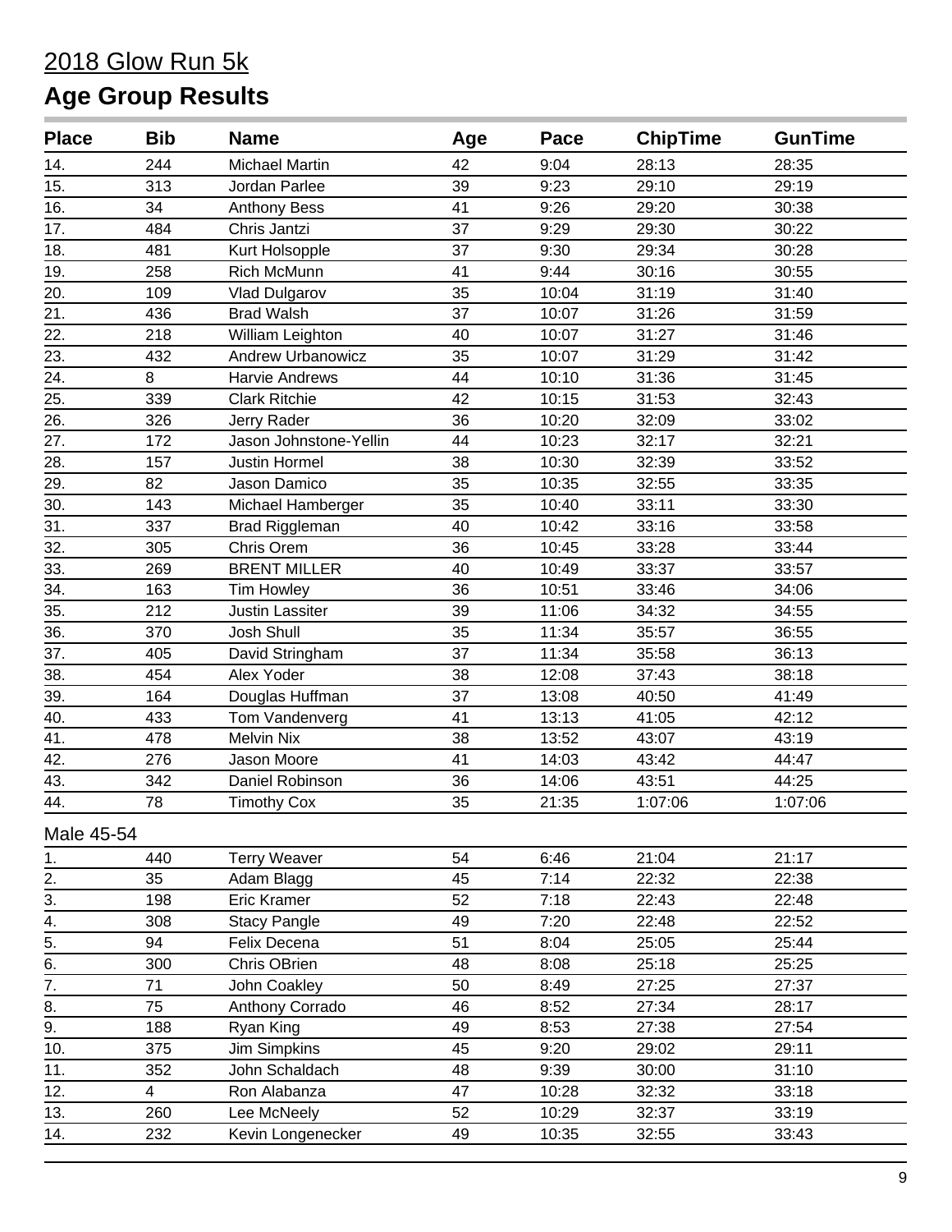# 2018 Glow Run 5k

## Age Group Results

| Place | Bib | Name | Age | Pace | ChipTime | GunTime |
|---|---|---|---|---|---|---|
| 14. | 244 | Michael Martin | 42 | 9:04 | 28:13 | 28:35 |
| 15. | 313 | Jordan Parlee | 39 | 9:23 | 29:10 | 29:19 |
| 16. | 34 | Anthony Bess | 41 | 9:26 | 29:20 | 30:38 |
| 17. | 484 | Chris Jantzi | 37 | 9:29 | 29:30 | 30:22 |
| 18. | 481 | Kurt Holsopple | 37 | 9:30 | 29:34 | 30:28 |
| 19. | 258 | Rich McMunn | 41 | 9:44 | 30:16 | 30:55 |
| 20. | 109 | Vlad Dulgarov | 35 | 10:04 | 31:19 | 31:40 |
| 21. | 436 | Brad Walsh | 37 | 10:07 | 31:26 | 31:59 |
| 22. | 218 | William Leighton | 40 | 10:07 | 31:27 | 31:46 |
| 23. | 432 | Andrew Urbanowicz | 35 | 10:07 | 31:29 | 31:42 |
| 24. | 8 | Harvie Andrews | 44 | 10:10 | 31:36 | 31:45 |
| 25. | 339 | Clark Ritchie | 42 | 10:15 | 31:53 | 32:43 |
| 26. | 326 | Jerry Rader | 36 | 10:20 | 32:09 | 33:02 |
| 27. | 172 | Jason Johnstone-Yellin | 44 | 10:23 | 32:17 | 32:21 |
| 28. | 157 | Justin Hormel | 38 | 10:30 | 32:39 | 33:52 |
| 29. | 82 | Jason Damico | 35 | 10:35 | 32:55 | 33:35 |
| 30. | 143 | Michael Hamberger | 35 | 10:40 | 33:11 | 33:30 |
| 31. | 337 | Brad Riggleman | 40 | 10:42 | 33:16 | 33:58 |
| 32. | 305 | Chris Orem | 36 | 10:45 | 33:28 | 33:44 |
| 33. | 269 | BRENT MILLER | 40 | 10:49 | 33:37 | 33:57 |
| 34. | 163 | Tim Howley | 36 | 10:51 | 33:46 | 34:06 |
| 35. | 212 | Justin Lassiter | 39 | 11:06 | 34:32 | 34:55 |
| 36. | 370 | Josh Shull | 35 | 11:34 | 35:57 | 36:55 |
| 37. | 405 | David Stringham | 37 | 11:34 | 35:58 | 36:13 |
| 38. | 454 | Alex Yoder | 38 | 12:08 | 37:43 | 38:18 |
| 39. | 164 | Douglas Huffman | 37 | 13:08 | 40:50 | 41:49 |
| 40. | 433 | Tom Vandenverg | 41 | 13:13 | 41:05 | 42:12 |
| 41. | 478 | Melvin Nix | 38 | 13:52 | 43:07 | 43:19 |
| 42. | 276 | Jason Moore | 41 | 14:03 | 43:42 | 44:47 |
| 43. | 342 | Daniel Robinson | 36 | 14:06 | 43:51 | 44:25 |
| 44. | 78 | Timothy Cox | 35 | 21:35 | 1:07:06 | 1:07:06 |

Male 45-54

| Place | Bib | Name | Age | Pace | ChipTime | GunTime |
|---|---|---|---|---|---|---|
| 1. | 440 | Terry Weaver | 54 | 6:46 | 21:04 | 21:17 |
| 2. | 35 | Adam Blagg | 45 | 7:14 | 22:32 | 22:38 |
| 3. | 198 | Eric Kramer | 52 | 7:18 | 22:43 | 22:48 |
| 4. | 308 | Stacy Pangle | 49 | 7:20 | 22:48 | 22:52 |
| 5. | 94 | Felix Decena | 51 | 8:04 | 25:05 | 25:44 |
| 6. | 300 | Chris OBrien | 48 | 8:08 | 25:18 | 25:25 |
| 7. | 71 | John Coakley | 50 | 8:49 | 27:25 | 27:37 |
| 8. | 75 | Anthony Corrado | 46 | 8:52 | 27:34 | 28:17 |
| 9. | 188 | Ryan King | 49 | 8:53 | 27:38 | 27:54 |
| 10. | 375 | Jim Simpkins | 45 | 9:20 | 29:02 | 29:11 |
| 11. | 352 | John Schaldach | 48 | 9:39 | 30:00 | 31:10 |
| 12. | 4 | Ron Alabanza | 47 | 10:28 | 32:32 | 33:18 |
| 13. | 260 | Lee McNeely | 52 | 10:29 | 32:37 | 33:19 |
| 14. | 232 | Kevin Longenecker | 49 | 10:35 | 32:55 | 33:43 |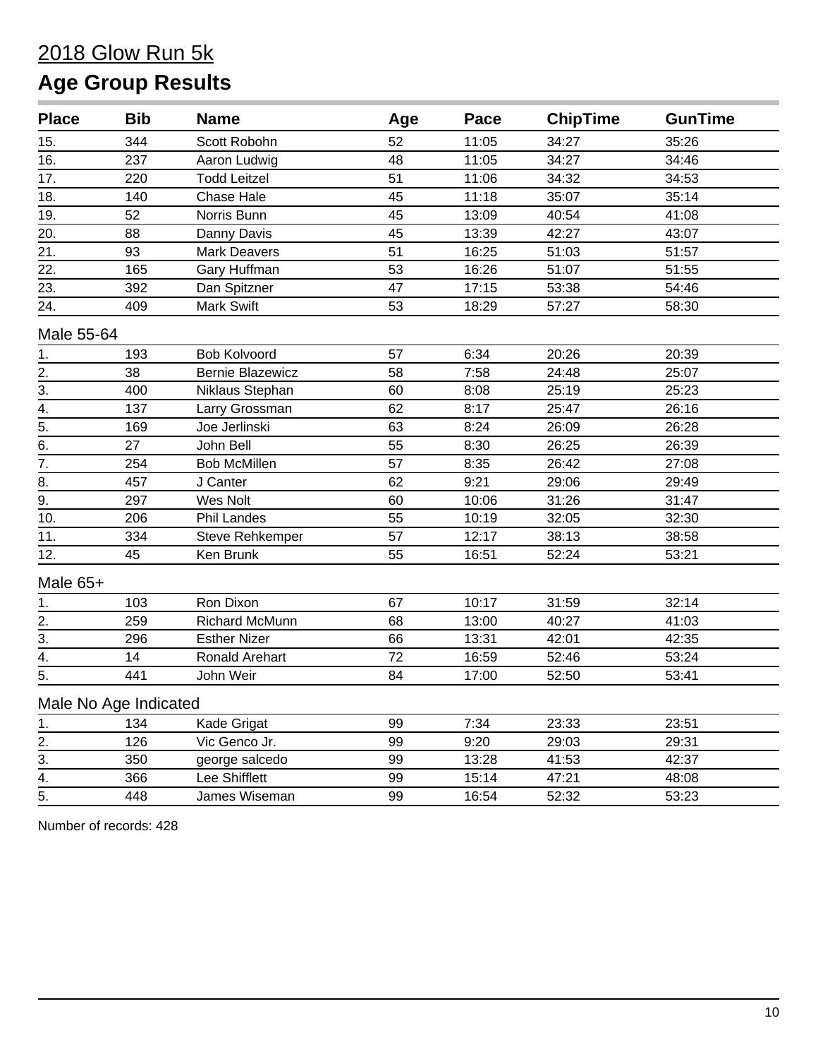## 2018 Glow Run 5k

# Age Group Results

| Place | Bib | Name | Age | Pace | ChipTime | GunTime |
|---|---|---|---|---|---|---|
| 15. | 344 | Scott Robohn | 52 | 11:05 | 34:27 | 35:26 |
| 16. | 237 | Aaron Ludwig | 48 | 11:05 | 34:27 | 34:46 |
| 17. | 220 | Todd Leitzel | 51 | 11:06 | 34:32 | 34:53 |
| 18. | 140 | Chase Hale | 45 | 11:18 | 35:07 | 35:14 |
| 19. | 52 | Norris Bunn | 45 | 13:09 | 40:54 | 41:08 |
| 20. | 88 | Danny Davis | 45 | 13:39 | 42:27 | 43:07 |
| 21. | 93 | Mark Deavers | 51 | 16:25 | 51:03 | 51:57 |
| 22. | 165 | Gary Huffman | 53 | 16:26 | 51:07 | 51:55 |
| 23. | 392 | Dan Spitzner | 47 | 17:15 | 53:38 | 54:46 |
| 24. | 409 | Mark Swift | 53 | 18:29 | 57:27 | 58:30 |

Male 55-64

| Place | Bib | Name | Age | Pace | ChipTime | GunTime |
|---|---|---|---|---|---|---|
| 1. | 193 | Bob Kolvoord | 57 | 6:34 | 20:26 | 20:39 |
| 2. | 38 | Bernie Blazewicz | 58 | 7:58 | 24:48 | 25:07 |
| 3. | 400 | Niklaus Stephan | 60 | 8:08 | 25:19 | 25:23 |
| 4. | 137 | Larry Grossman | 62 | 8:17 | 25:47 | 26:16 |
| 5. | 169 | Joe Jerlinski | 63 | 8:24 | 26:09 | 26:28 |
| 6. | 27 | John Bell | 55 | 8:30 | 26:25 | 26:39 |
| 7. | 254 | Bob McMillen | 57 | 8:35 | 26:42 | 27:08 |
| 8. | 457 | J Canter | 62 | 9:21 | 29:06 | 29:49 |
| 9. | 297 | Wes Nolt | 60 | 10:06 | 31:26 | 31:47 |
| 10. | 206 | Phil Landes | 55 | 10:19 | 32:05 | 32:30 |
| 11. | 334 | Steve Rehkemper | 57 | 12:17 | 38:13 | 38:58 |
| 12. | 45 | Ken Brunk | 55 | 16:51 | 52:24 | 53:21 |

Male 65+

| Place | Bib | Name | Age | Pace | ChipTime | GunTime |
|---|---|---|---|---|---|---|
| 1. | 103 | Ron Dixon | 67 | 10:17 | 31:59 | 32:14 |
| 2. | 259 | Richard McMunn | 68 | 13:00 | 40:27 | 41:03 |
| 3. | 296 | Esther Nizer | 66 | 13:31 | 42:01 | 42:35 |
| 4. | 14 | Ronald Arehart | 72 | 16:59 | 52:46 | 53:24 |
| 5. | 441 | John Weir | 84 | 17:00 | 52:50 | 53:41 |

Male No Age Indicated

| Place | Bib | Name | Age | Pace | ChipTime | GunTime |
|---|---|---|---|---|---|---|
| 1. | 134 | Kade Grigat | 99 | 7:34 | 23:33 | 23:51 |
| 2. | 126 | Vic Genco Jr. | 99 | 9:20 | 29:03 | 29:31 |
| 3. | 350 | george salcedo | 99 | 13:28 | 41:53 | 42:37 |
| 4. | 366 | Lee Shifflett | 99 | 15:14 | 47:21 | 48:08 |
| 5. | 448 | James Wiseman | 99 | 16:54 | 52:32 | 53:23 |

Number of records: 428